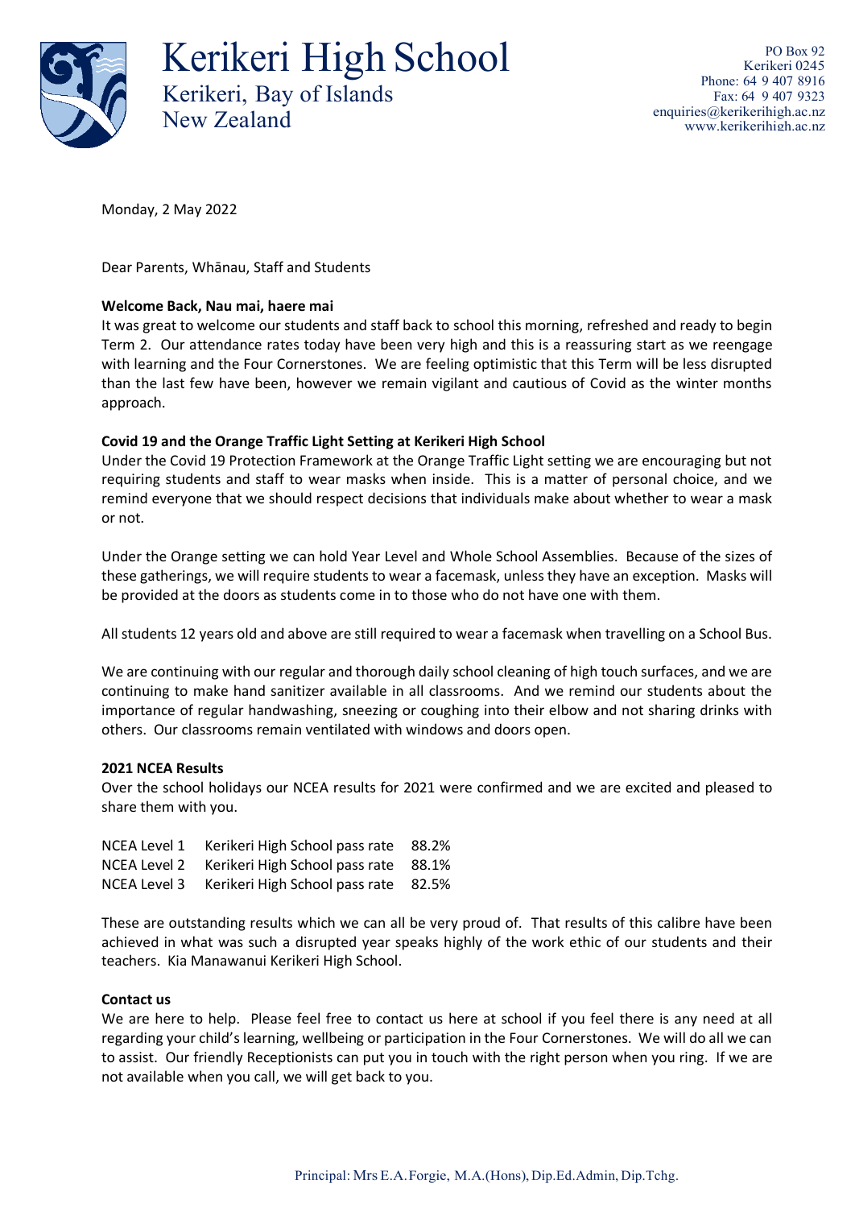# Kerikeri High School

Kerikeri, Bay of Islands
New Zealand

PO Box 92
Kerikeri 0245
Phone: 64 9 407 8916
Fax: 64 9 407 9323
enquiries@kerikerihigh.ac.nz
www.kerikerihigh.ac.nz

Monday, 2 May 2022

Dear Parents, Whānau, Staff and Students

**Welcome Back, Nau mai, haere mai**

It was great to welcome our students and staff back to school this morning, refreshed and ready to begin Term 2. Our attendance rates today have been very high and this is a reassuring start as we reengage with learning and the Four Cornerstones. We are feeling optimistic that this Term will be less disrupted than the last few have been, however we remain vigilant and cautious of Covid as the winter months approach.

**Covid 19 and the Orange Traffic Light Setting at Kerikeri High School**

Under the Covid 19 Protection Framework at the Orange Traffic Light setting we are encouraging but not requiring students and staff to wear masks when inside. This is a matter of personal choice, and we remind everyone that we should respect decisions that individuals make about whether to wear a mask or not.

Under the Orange setting we can hold Year Level and Whole School Assemblies. Because of the sizes of these gatherings, we will require students to wear a facemask, unless they have an exception. Masks will be provided at the doors as students come in to those who do not have one with them.

All students 12 years old and above are still required to wear a facemask when travelling on a School Bus.

We are continuing with our regular and thorough daily school cleaning of high touch surfaces, and we are continuing to make hand sanitizer available in all classrooms. And we remind our students about the importance of regular handwashing, sneezing or coughing into their elbow and not sharing drinks with others. Our classrooms remain ventilated with windows and doors open.

**2021 NCEA Results**

Over the school holidays our NCEA results for 2021 were confirmed and we are excited and pleased to share them with you.

| | | |
|---|---|---|
| NCEA Level 1 | Kerikeri High School pass rate | 88.2% |
| NCEA Level 2 | Kerikeri High School pass rate | 88.1% |
| NCEA Level 3 | Kerikeri High School pass rate | 82.5% |

These are outstanding results which we can all be very proud of. That results of this calibre have been achieved in what was such a disrupted year speaks highly of the work ethic of our students and their teachers. Kia Manawanui Kerikeri High School.

**Contact us**

We are here to help. Please feel free to contact us here at school if you feel there is any need at all regarding your child's learning, wellbeing or participation in the Four Cornerstones. We will do all we can to assist. Our friendly Receptionists can put you in touch with the right person when you ring. If we are not available when you call, we will get back to you.

Principal: Mrs E.A. Forgie, M.A.(Hons), Dip.Ed.Admin, Dip.Tchg.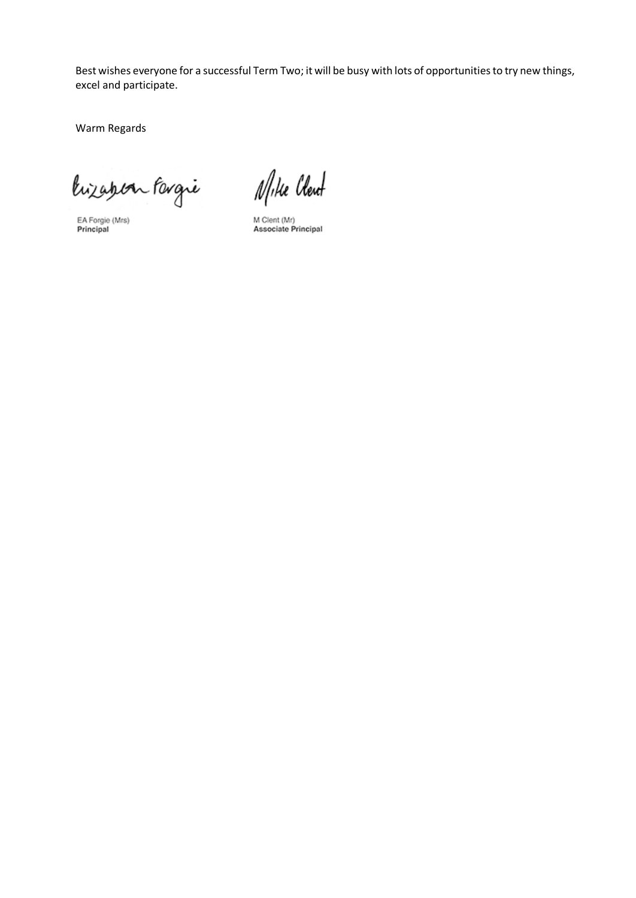Best wishes everyone for a successful Term Two; it will be busy with lots of opportunities to try new things, excel and participate.

Warm Regards

Elizabeth Forgie

EA Forgie (Mrs)
**Principal**

Mike Clent

M Clent (Mr)
**Associate Principal**